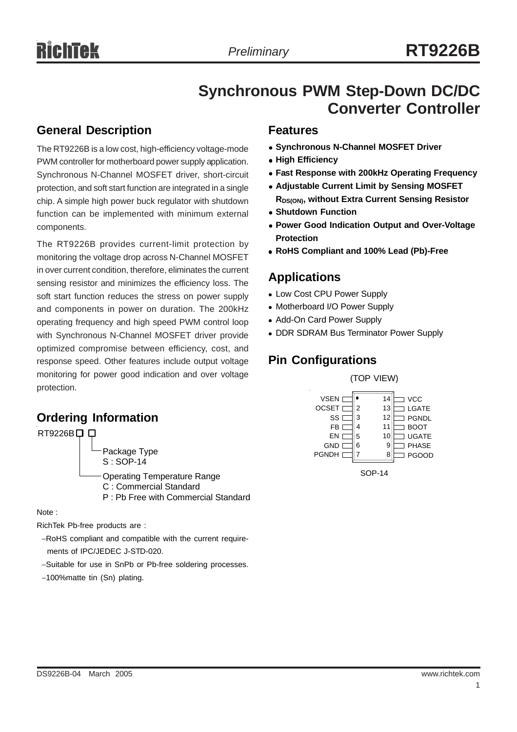# Synchronous PWM Step-Down DC/DC Converter Controller

## General Description

The RT9226B is a low cost, high-efficiency voltage-mode PWM controller for motherboard power supply application. Synchronous N-Channel MOSFET driver, short-circuit protection, and soft start function are integrated in a single chip. A simple high power buck regulator with shutdown function can be implemented with minimum external components.

The RT9226B provides current-limit protection by monitoring the voltage drop across N-Channel MOSFET in over current condition, therefore, eliminates the current sensing resistor and minimizes the efficiency loss. The soft start function reduces the stress on power supply and components in power on duration. The 200kHz operating frequency and high speed PWM control loop with Synchronous N-Channel MOSFET driver provide optimized compromise between efficiency, cost, and response speed. Other features include output voltage monitoring for power good indication and over voltage protection.

## Ordering Information

RT9226B□□

- Package Type
  - S : SOP-14
- Operating Temperature Range
  - C : Commercial Standard
  - P : Pb Free with Commercial Standard

Note :

RichTek Pb-free products are :

- −RoHS compliant and compatible with the current requirements of IPC/JEDEC J-STD-020.
- −Suitable for use in SnPb or Pb-free soldering processes.
- −100%matte tin (Sn) plating.

## Features

- **Synchronous N-Channel MOSFET Driver**
- **High Efficiency**
- **Fast Response with 200kHz Operating Frequency**
- **Adjustable Current Limit by Sensing MOSFET $R_{DS(ON)}$, without Extra Current Sensing Resistor**
- **Shutdown Function**
- **Power Good Indication Output and Over-Voltage Protection**
- **RoHS Compliant and 100% Lead (Pb)-Free**

## Applications

- Low Cost CPU Power Supply
- Motherboard I/O Power Supply
- Add-On Card Power Supply
- DDR SDRAM Bus Terminator Power Supply

## Pin Configurations

(TOP VIEW)

| Pin | Name | Pin | Name |
|---|---|---|---|
| 1 | VSEN | 14 | VCC |
| 2 | OCSET | 13 | LGATE |
| 3 | SS | 12 | PGNDL |
| 4 | FB | 11 | BOOT |
| 5 | EN | 10 | UGATE |
| 6 | GND | 9 | PHASE |
| 7 | PGNDH | 8 | PGOOD |

SOP-14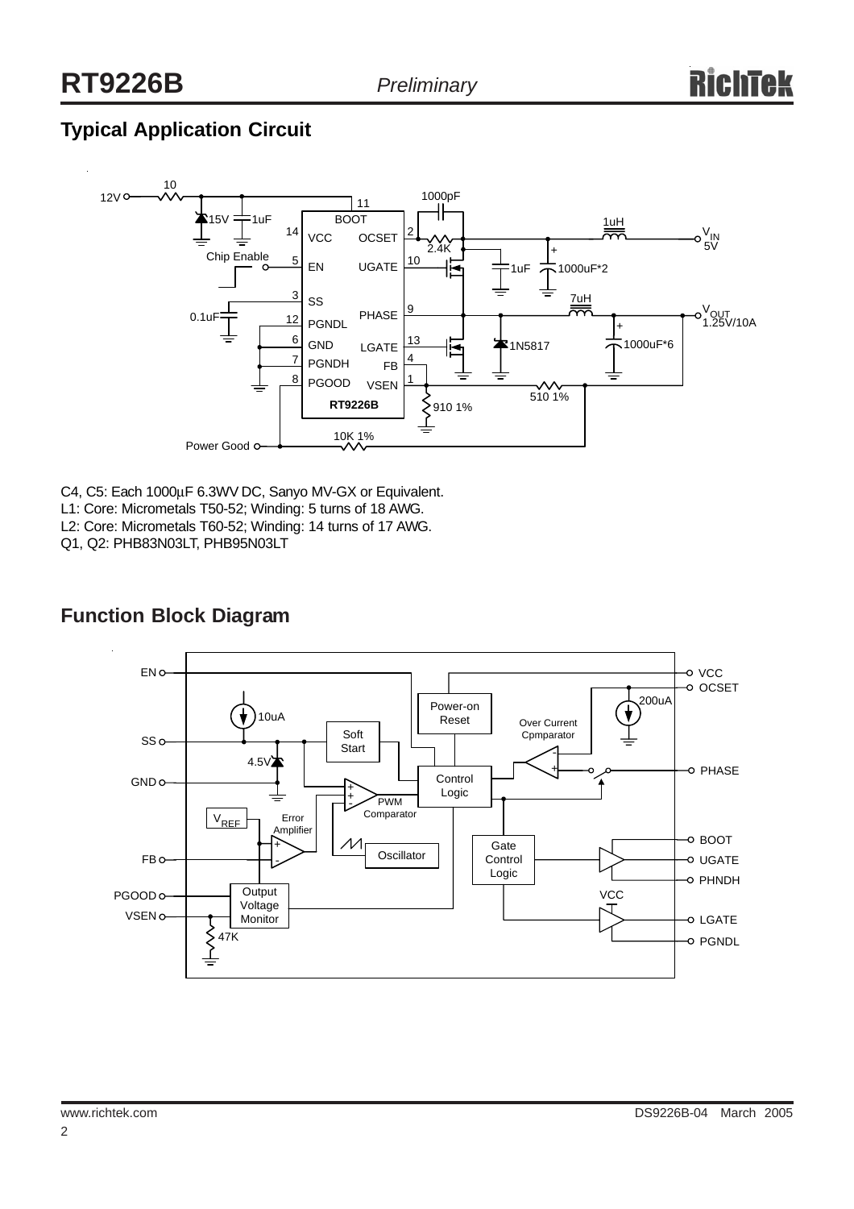## Typical Application Circuit

C4, C5: Each 1000µF 6.3WV DC, Sanyo MV-GX or Equivalent.
L1: Core: Micrometals T50-52; Winding: 5 turns of 18 AWG.
L2: Core: Micrometals T60-52; Winding: 14 turns of 17 AWG.
Q1, Q2: PHB83N03LT, PHB95N03LT

## Function Block Diagram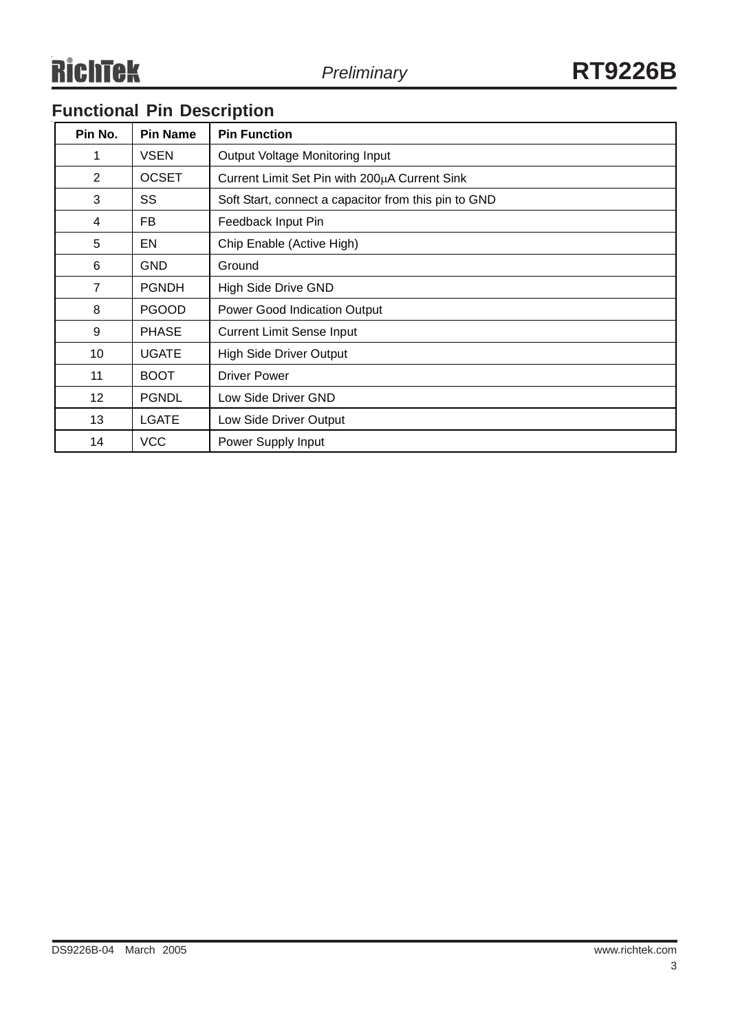## Functional Pin Description

| Pin No. | Pin Name | Pin Function |
|---|---|---|
| 1 | VSEN | Output Voltage Monitoring Input |
| 2 | OCSET | Current Limit Set Pin with 200μA Current Sink |
| 3 | SS | Soft Start, connect a capacitor from this pin to GND |
| 4 | FB | Feedback Input Pin |
| 5 | EN | Chip Enable (Active High) |
| 6 | GND | Ground |
| 7 | PGNDH | High Side Drive GND |
| 8 | PGOOD | Power Good Indication Output |
| 9 | PHASE | Current Limit Sense Input |
| 10 | UGATE | High Side Driver Output |
| 11 | BOOT | Driver Power |
| 12 | PGNDL | Low Side Driver GND |
| 13 | LGATE | Low Side Driver Output |
| 14 | VCC | Power Supply Input |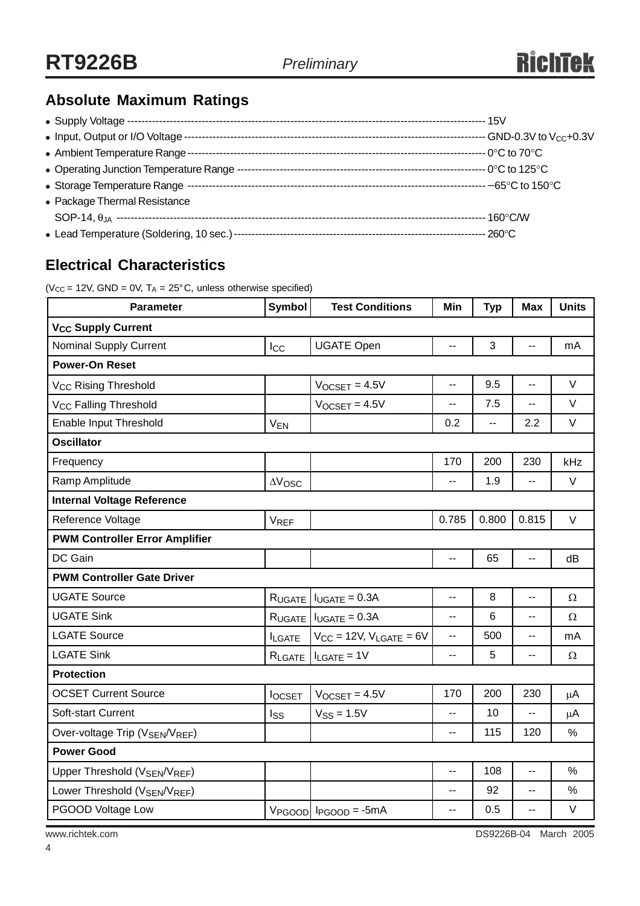## Absolute Maximum Ratings

- Supply Voltage ---------- 15V
- Input, Output or I/O Voltage ---------- GND-0.3V to $V_{CC}$+0.3V
- Ambient Temperature Range ---------- 0°C to 70°C
- Operating Junction Temperature Range ---------- 0°C to 125°C
- Storage Temperature Range ---------- −65°C to 150°C
- Package Thermal Resistance
  SOP-14, $\theta_{JA}$ ---------- 160°C/W
- Lead Temperature (Soldering, 10 sec.) ---------- 260°C

## Electrical Characteristics

($V_{CC}$ = 12V, GND = 0V, $T_A$ = 25°C, unless otherwise specified)

| Parameter | Symbol | Test Conditions | Min | Typ | Max | Units |
|---|---|---|---|---|---|---|
| **$V_{CC}$ Supply Current** | | | | | | |
| Nominal Supply Current | $I_{CC}$ | UGATE Open | -- | 3 | -- | mA |
| **Power-On Reset** | | | | | | |
| $V_{CC}$ Rising Threshold | | $V_{OCSET}$ = 4.5V | -- | 9.5 | -- | V |
| $V_{CC}$ Falling Threshold | | $V_{OCSET}$ = 4.5V | -- | 7.5 | -- | V |
| Enable Input Threshold | $V_{EN}$ | | 0.2 | -- | 2.2 | V |
| **Oscillator** | | | | | | |
| Frequency | | | 170 | 200 | 230 | kHz |
| Ramp Amplitude | $\Delta V_{OSC}$ | | -- | 1.9 | -- | V |
| **Internal Voltage Reference** | | | | | | |
| Reference Voltage | $V_{REF}$ | | 0.785 | 0.800 | 0.815 | V |
| **PWM Controller Error Amplifier** | | | | | | |
| DC Gain | | | -- | 65 | -- | dB |
| **PWM Controller Gate Driver** | | | | | | |
| UGATE Source | $R_{UGATE}$ | $I_{UGATE}$ = 0.3A | -- | 8 | -- | Ω |
| UGATE Sink | $R_{UGATE}$ | $I_{UGATE}$ = 0.3A | -- | 6 | -- | Ω |
| LGATE Source | $I_{LGATE}$ | $V_{CC}$ = 12V, $V_{LGATE}$ = 6V | -- | 500 | -- | mA |
| LGATE Sink | $R_{LGATE}$ | $I_{LGATE}$ = 1V | -- | 5 | -- | Ω |
| **Protection** | | | | | | |
| OCSET Current Source | $I_{OCSET}$ | $V_{OCSET}$ = 4.5V | 170 | 200 | 230 | μA |
| Soft-start Current | $I_{SS}$ | $V_{SS}$ = 1.5V | -- | 10 | -- | μA |
| Over-voltage Trip ($V_{SEN}$/$V_{REF}$) | | | -- | 115 | 120 | % |
| **Power Good** | | | | | | |
| Upper Threshold ($V_{SEN}$/$V_{REF}$) | | | -- | 108 | -- | % |
| Lower Threshold ($V_{SEN}$/$V_{REF}$) | | | -- | 92 | -- | % |
| PGOOD Voltage Low | $V_{PGOOD}$ | $I_{PGOOD}$ = -5mA | -- | 0.5 | -- | V |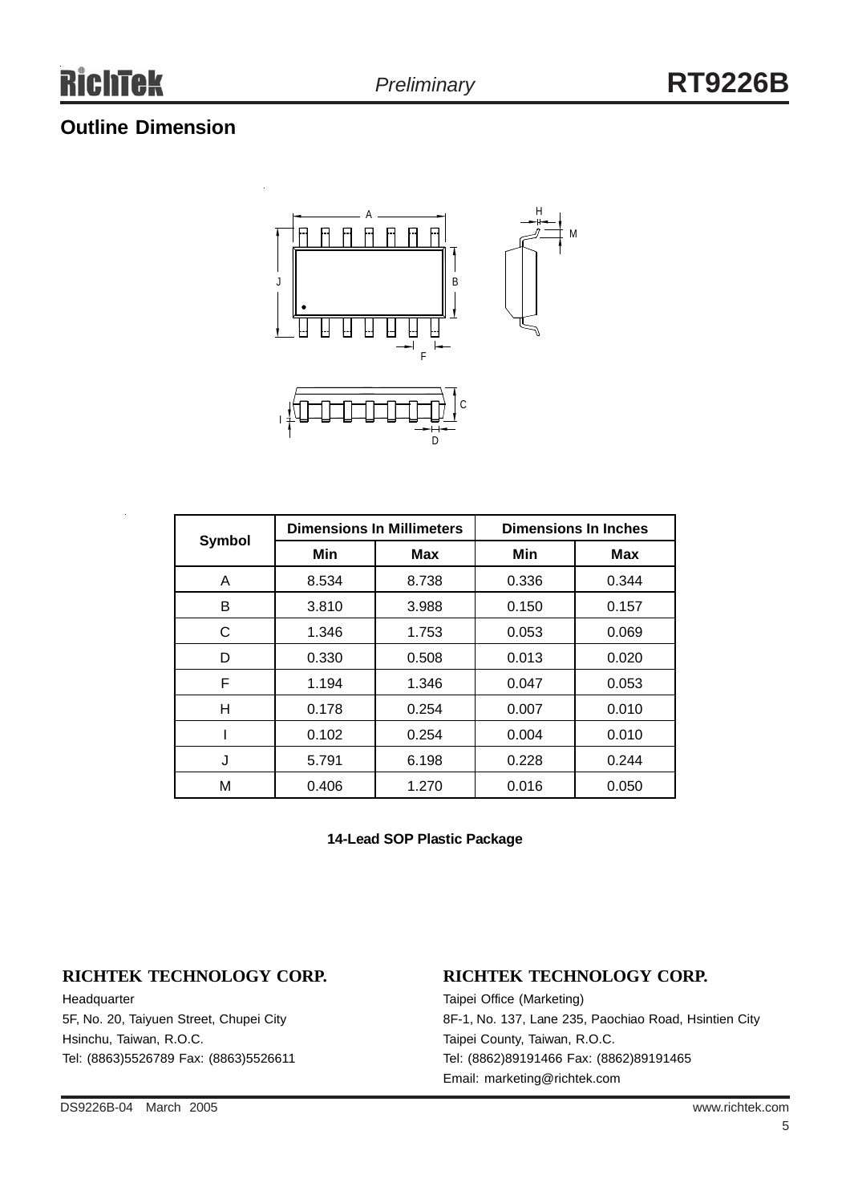## Outline Dimension

A
H
M
J
B
F
C
I
D

| Symbol | Dimensions In Millimeters | | Dimensions In Inches | |
|---|---|---|---|---|
| | Min | Max | Min | Max |
| A | 8.534 | 8.738 | 0.336 | 0.344 |
| B | 3.810 | 3.988 | 0.150 | 0.157 |
| C | 1.346 | 1.753 | 0.053 | 0.069 |
| D | 0.330 | 0.508 | 0.013 | 0.020 |
| F | 1.194 | 1.346 | 0.047 | 0.053 |
| H | 0.178 | 0.254 | 0.007 | 0.010 |
| I | 0.102 | 0.254 | 0.004 | 0.010 |
| J | 5.791 | 6.198 | 0.228 | 0.244 |
| M | 0.406 | 1.270 | 0.016 | 0.050 |

**14-Lead SOP Plastic Package**

**RICHTEK TECHNOLOGY CORP.**

Headquarter
5F, No. 20, Taiyuen Street, Chupei City
Hsinchu, Taiwan, R.O.C.
Tel: (8863)5526789 Fax: (8863)5526611

**RICHTEK TECHNOLOGY CORP.**

Taipei Office (Marketing)
8F-1, No. 137, Lane 235, Paochiao Road, Hsintien City
Taipei County, Taiwan, R.O.C.
Tel: (8862)89191466 Fax: (8862)89191465
Email: marketing@richtek.com